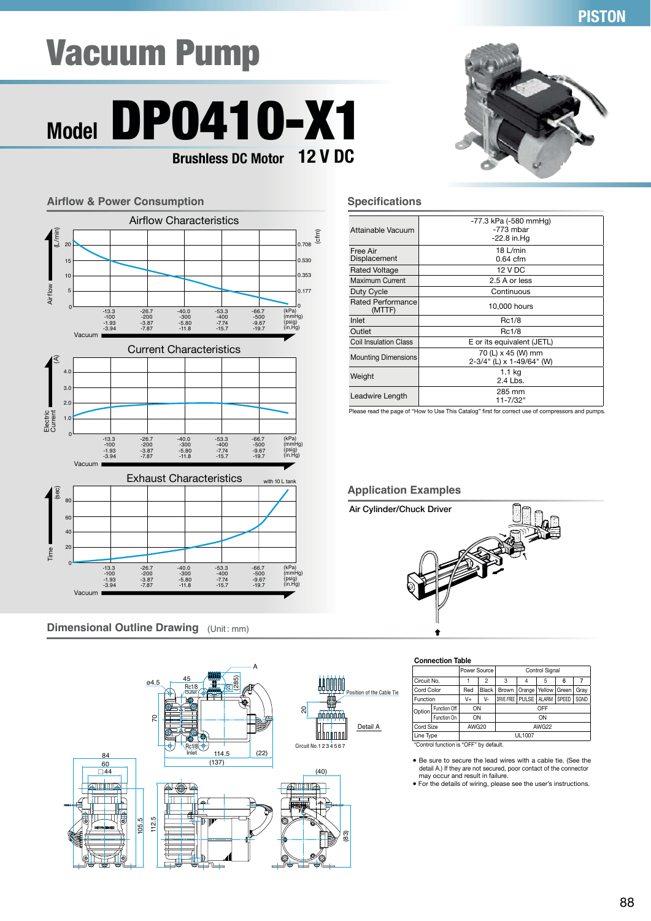# Vacuum Pump

## Model DP0410-X1

**Brushless DC Motor 12 V DC**

PISTON

## Airflow & Power Consumption

### Airflow Characteristics

### Current Characteristics

### Exhaust Characteristics

with 10 L tank

| (kPa) | -13.3 | -26.7 | -40.0 | -53.3 | -66.7 |
|---|---|---|---|---|---|
| (mmHg) | -100 | -200 | -300 | -400 | -500 |
| (psig) | -1.93 | -3.87 | -5.80 | -7.74 | -9.67 |
| (in.Hg) | -3.94 | -7.87 | -11.8 | -15.7 | -19.7 |

## Specifications

| | |
|---|---|
| Attainable Vacuum | -77.3 kPa (-580 mmHg)<br>-773 mbar<br>-22.8 in.Hg |
| Free Air Displacement | 18 L/min<br>0.64 cfm |
| Rated Voltage | 12 V DC |
| Maximum Current | 2.5 A or less |
| Duty Cycle | Continuous |
| Rated Performance (MTTF) | 10,000 hours |
| Inlet | Rc1/8 |
| Outlet | Rc1/8 |
| Coil Insulation Class | E or its equivalent (JETL) |
| Mounting Dimensions | 70 (L) x 45 (W) mm<br>2-3/4" (L) x 1-49/64" (W) |
| Weight | 1.1 kg<br>2.4 Lbs. |
| Leadwire Length | 285 mm<br>11-7/32" |

Please read the page of "How to Use This Catalog" first for correct use of compressors and pumps.

## Application Examples

Air Cylinder/Chuck Driver

## Dimensional Outline Drawing (Unit : mm)

Position of the Cable Tie

Detail A

Circuit No. 1 2 3 4 5 6 7

### Connection Table

| | | Power Source | | Control Signal | | | | |
|---|---|---|---|---|---|---|---|---|
| Circuit No. | | 1 | 2 | 3 | 4 | 5 | 6 | 7 |
| Cord Color | | Red | Black | Brown | Orange | Yellow | Green | Gray |
| Function | | V+ | V- | DRIVE/FREE | PULSE | ALARM | SPEED | SGND |
| Option | Function Off | ON | | OFF | | | | |
| | Function On | ON | | ON | | | | |
| Cord Size | | AWG20 | | AWG22 | | | | |
| Line Type | | UL1007 | | | | | | |

*Control function is "OFF" by default.

- Be sure to secure the lead wires with a cable tie. (See the detail A.) If they are not secured, poor contact of the connector may occur and result in failure.
- For the details of wiring, please see the user's instructions.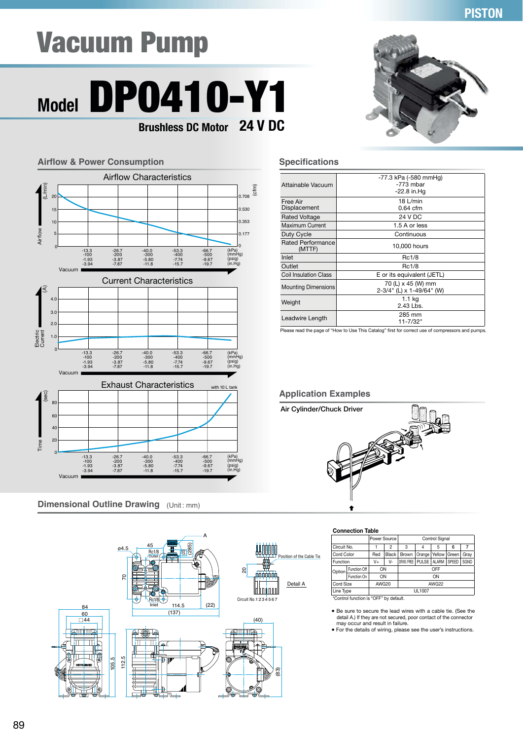# Vacuum Pump

PISTON

## Model DP0410-Y1

**Brushless DC Motor 24 V DC**

## Airflow & Power Consumption

Airflow Characteristics

Current Characteristics

Exhaust Characteristics (with 10 L tank)

Vacuum: -13.3 / -26.7 / -40.0 / -53.3 / -66.7 (kPa); -100 / -200 / -300 / -400 / -500 (mmHg); -1.93 / -3.87 / -5.80 / -7.74 / -9.67 (psig); -3.94 / -7.87 / -11.8 / -15.7 / -19.7 (in.Hg)

## Specifications

| | |
|---|---|
| Attainable Vacuum | -77.3 kPa (-580 mmHg)<br>-773 mbar<br>-22.8 in.Hg |
| Free Air Displacement | 18 L/min<br>0.64 cfm |
| Rated Voltage | 24 V DC |
| Maximum Current | 1.5 A or less |
| Duty Cycle | Continuous |
| Rated Performance (MTTF) | 10,000 hours |
| Inlet | Rc1/8 |
| Outlet | Rc1/8 |
| Coil Insulation Class | E or its equivalent (JETL) |
| Mounting Dimensions | 70 (L) x 45 (W) mm<br>2-3/4" (L) x 1-49/64" (W) |
| Weight | 1.1 kg<br>2.43 Lbs. |
| Leadwire Length | 285 mm<br>11-7/32" |

Please read the page of "How to Use This Catalog" first for correct use of compressors and pumps.

## Application Examples

Air Cylinder/Chuck Driver

## Dimensional Outline Drawing (Unit : mm)

Detail A

Position of the Cable Tie

Circuit No.1 2 3 4 5 6 7

### Connection Table

| | | Power Source | | Control Signal | | | | |
|---|---|---|---|---|---|---|---|---|
| Circuit No. | | 1 | 2 | 3 | 4 | 5 | 6 | 7 |
| Cord Color | | Red | Black | Brown | Orange | Yellow | Green | Gray |
| Function | | V+ | V- | DRIVE/FREE | PULSE | ALARM | SPEED | SGND |
| Option | Function Off | ON | | OFF | | | | |
| | Function On | ON | | ON | | | | |
| Cord Size | | AWG20 | | AWG22 | | | | |
| Line Type | | UL1007 | | | | | | |

*Control function is "OFF" by default.

- Be sure to secure the lead wires with a cable tie. (See the detail A.) If they are not secured, poor contact of the connector may occur and result in failure.
- For the details of wiring, please see the user's instructions.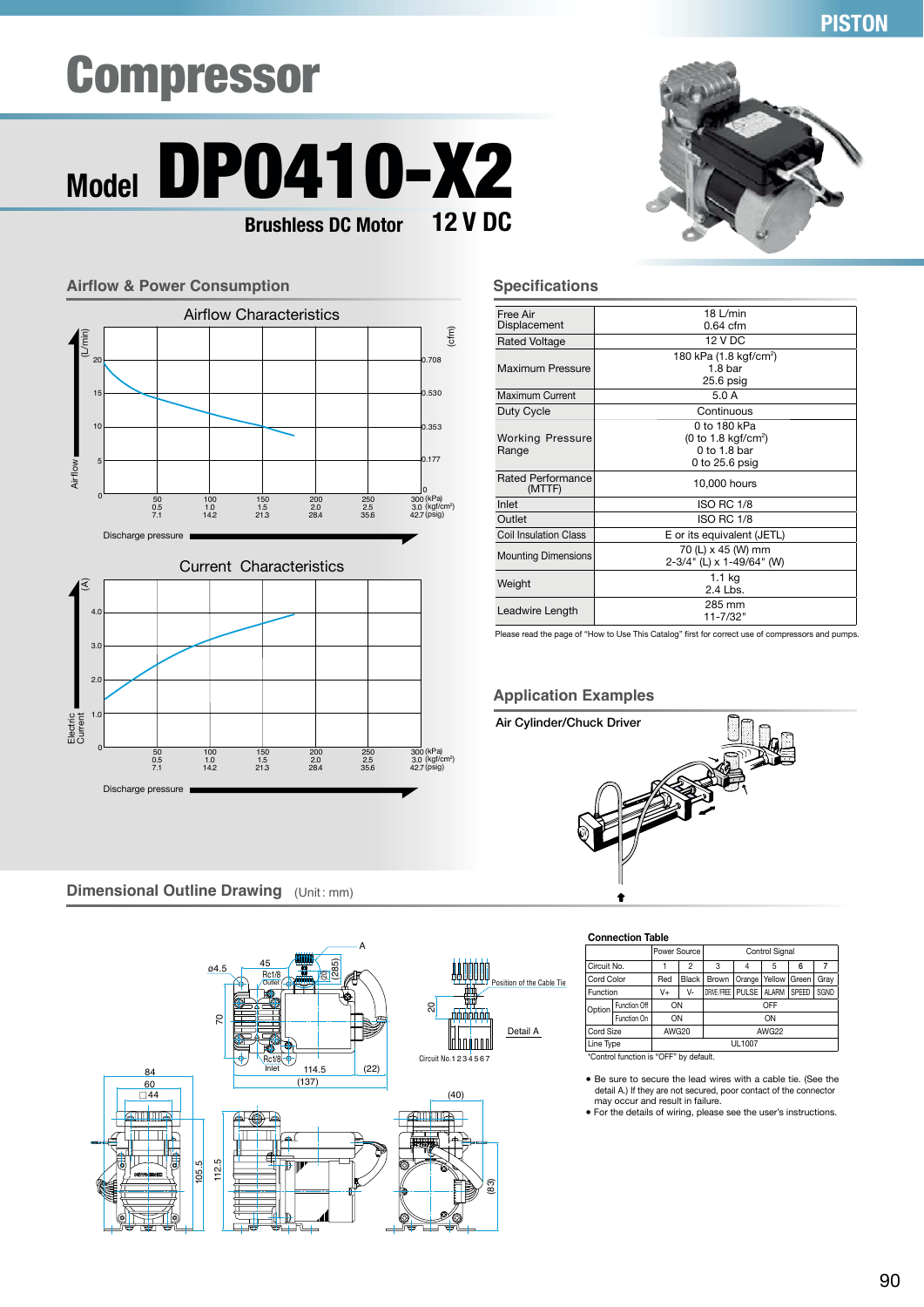PISTON

# Compressor

## Model DP0410-X2

**Brushless DC Motor** **12 V DC**

### Airflow & Power Consumption

Airflow Characteristics

Current Characteristics

Discharge pressure

### Specifications

| | |
|---|---|
| Free Air Displacement | 18 L/min<br>0.64 cfm |
| Rated Voltage | 12 V DC |
| Maximum Pressure | 180 kPa (1.8 kgf/cm²)<br>1.8 bar<br>25.6 psig |
| Maximum Current | 5.0 A |
| Duty Cycle | Continuous |
| Working Pressure Range | 0 to 180 kPa<br>(0 to 1.8 kgf/cm²)<br>0 to 1.8 bar<br>0 to 25.6 psig |
| Rated Performance (MTTF) | 10,000 hours |
| Inlet | ISO RC 1/8 |
| Outlet | ISO RC 1/8 |
| Coil Insulation Class | E or its equivalent (JETL) |
| Mounting Dimensions | 70 (L) x 45 (W) mm<br>2-3/4" (L) x 1-49/64" (W) |
| Weight | 1.1 kg<br>2.4 Lbs. |
| Leadwire Length | 285 mm<br>11-7/32" |

Please read the page of "How to Use This Catalog" first for correct use of compressors and pumps.

### Application Examples

Air Cylinder/Chuck Driver

### Dimensional Outline Drawing (Unit : mm)

**Connection Table**

| | | Power Source | | Control Signal | | | | |
|---|---|---|---|---|---|---|---|---|
| Circuit No. | | 1 | 2 | 3 | 4 | 5 | 6 | 7 |
| Cord Color | | Red | Black | Brown | Orange | Yellow | Green | Gray |
| Function | | V+ | V- | DRIVE/FREE | PULSE | ALARM | SPEED | SGND |
| Option | Function Off | ON | | OFF | | | | |
| | Function On | ON | | ON | | | | |
| Cord Size | | AWG20 | | AWG22 | | | | |
| Line Type | | UL1007 | | | | | | |

*Control function is "OFF" by default.

- Be sure to secure the lead wires with a cable tie. (See the detail A.) If they are not secured, poor contact of the connector may occur and result in failure.
- For the details of wiring, please see the user's instructions.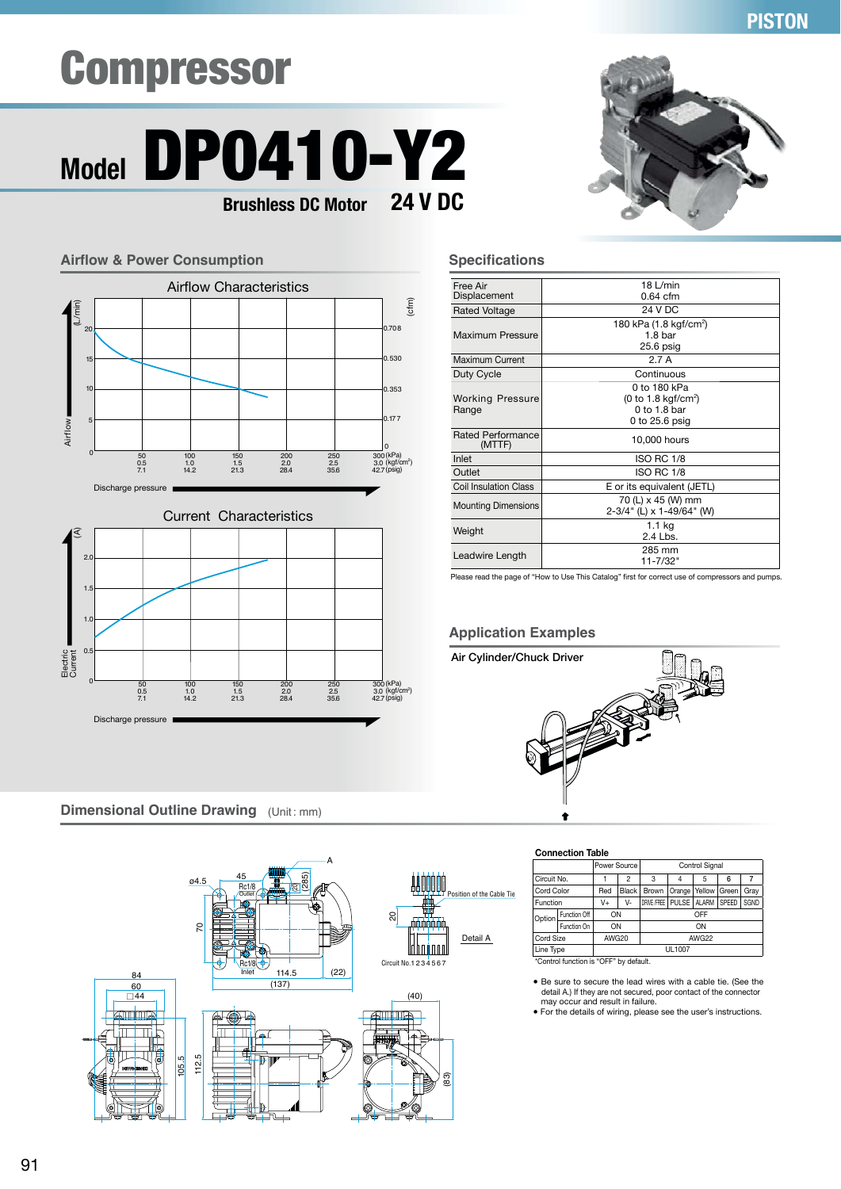PISTON

# Compressor

## Model DP0410-Y2

Brushless DC Motor 24 V DC

## Airflow & Power Consumption

Airflow Characteristics

(L/min)
(cfm)
20 0.708
15 0.530
10 0.353
5 0.177
0 0
Airflow
50 0.5 7.1
100 1.0 14.2
150 1.5 21.3
200 2.0 28.4
250 2.5 35.6
300 (kPa) 3.0 (kgf/cm²) 42.7 (psig)
Discharge pressure

Current Characteristics

(A)
2.0
1.5
1.0
0.5
0
Electric Current
50 0.5 7.1
100 1.0 14.2
150 1.5 21.3
200 2.0 28.4
250 2.5 35.6
300 (kPa) 3.0 (kgf/cm²) 42.7 (psig)
Discharge pressure

## Specifications

| | |
|---|---|
| Free Air Displacement | 18 L/min<br>0.64 cfm |
| Rated Voltage | 24 V DC |
| Maximum Pressure | 180 kPa (1.8 kgf/cm²)<br>1.8 bar<br>25.6 psig |
| Maximum Current | 2.7 A |
| Duty Cycle | Continuous |
| Working Pressure Range | 0 to 180 kPa<br>(0 to 1.8 kgf/cm²)<br>0 to 1.8 bar<br>0 to 25.6 psig |
| Rated Performance (MTTF) | 10,000 hours |
| Inlet | ISO RC 1/8 |
| Outlet | ISO RC 1/8 |
| Coil Insulation Class | E or its equivalent (JETL) |
| Mounting Dimensions | 70 (L) x 45 (W) mm<br>2-3/4" (L) x 1-49/64" (W) |
| Weight | 1.1 kg<br>2.4 Lbs. |
| Leadwire Length | 285 mm<br>11-7/32" |

Please read the page of "How to Use This Catalog" first for correct use of compressors and pumps.

## Application Examples

Air Cylinder/Chuck Driver

## Dimensional Outline Drawing (Unit : mm)

A
45
ø4.5
Rc1/8 Outlet
(285)
70
Rc1/8 Inlet
114.5
(22)
(137)
84
60
□44
105.5
112.5
(40)
(83)
20
Position of the Cable Tie
Detail A
Circuit No.1 2 3 4 5 6 7

### Connection Table

| | | Power Source | | Control Signal | | | | |
|---|---|---|---|---|---|---|---|---|
| Circuit No. | | 1 | 2 | 3 | 4 | 5 | 6 | 7 |
| Cord Color | | Red | Black | Brown | Orange | Yellow | Green | Gray |
| Function | | V+ | V- | DRIVE/FREE | PULSE | ALARM | SPEED | SGND |
| Option | Function Off | ON | | OFF | | | | |
| | Function On | ON | | ON | | | | |
| Cord Size | | AWG20 | | AWG22 | | | | |
| Line Type | | UL1007 | | | | | | |

*Control function is "OFF" by default.

- Be sure to secure the lead wires with a cable tie. (See the detail A.) If they are not secured, poor contact of the connector may occur and result in failure.
- For the details of wiring, please see the user's instructions.